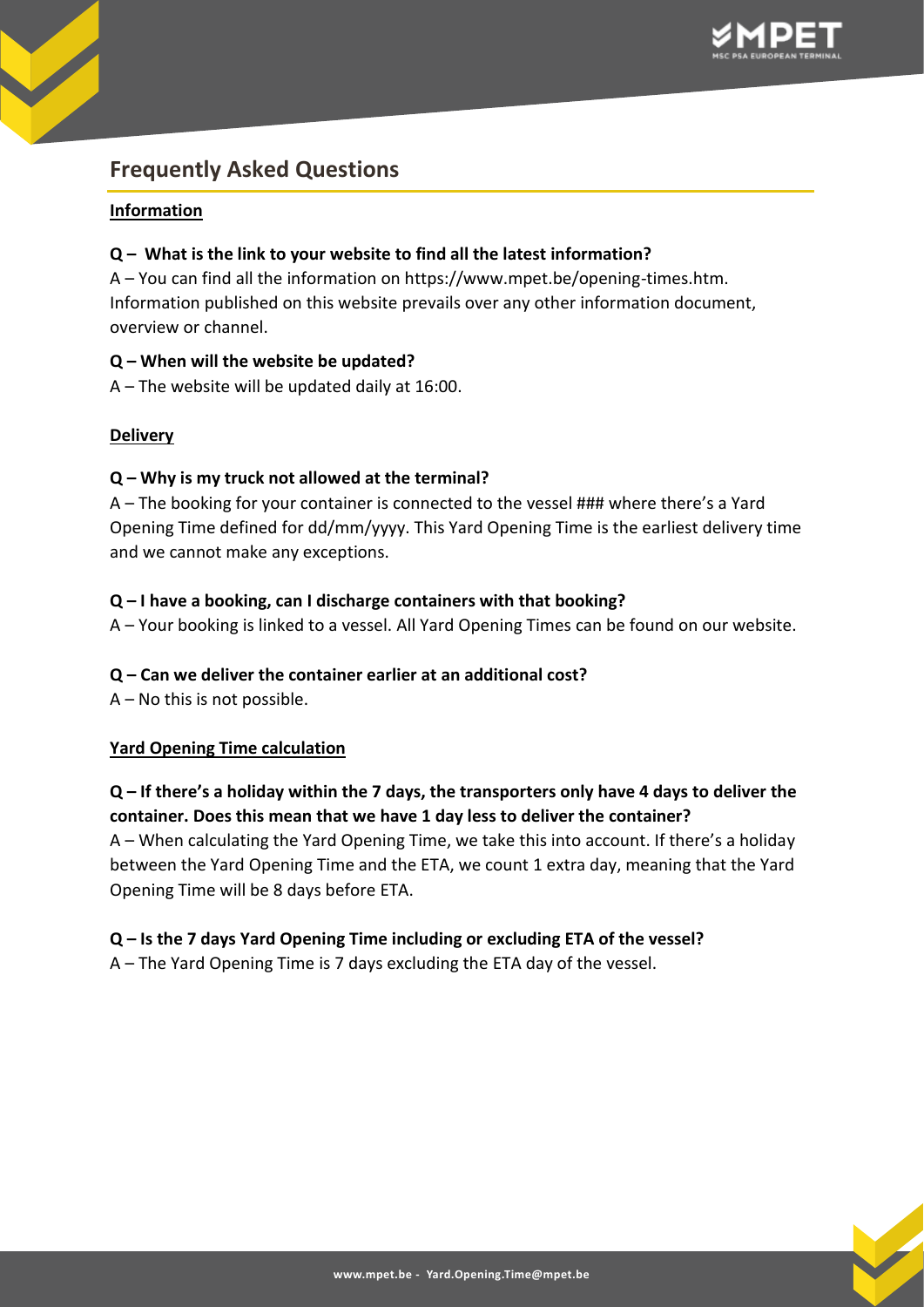# Frequently Asked Questions

## Information

**Q – What is the link to your website to find all the latest information?**

A – You can find all the information on https://www.mpet.be/opening-times.htm. Information published on this website prevails over any other information document, overview or channel.

**Q – When will the website be updated?**

A – The website will be updated daily at 16:00.

## Delivery

**Q – Why is my truck not allowed at the terminal?**

A – The booking for your container is connected to the vessel ### where there's a Yard Opening Time defined for dd/mm/yyyy. This Yard Opening Time is the earliest delivery time and we cannot make any exceptions.

**Q – I have a booking, can I discharge containers with that booking?**

A – Your booking is linked to a vessel. All Yard Opening Times can be found on our website.

**Q – Can we deliver the container earlier at an additional cost?**

A – No this is not possible.

## Yard Opening Time calculation

**Q – If there's a holiday within the 7 days, the transporters only have 4 days to deliver the container. Does this mean that we have 1 day less to deliver the container?**

A – When calculating the Yard Opening Time, we take this into account. If there's a holiday between the Yard Opening Time and the ETA, we count 1 extra day, meaning that the Yard Opening Time will be 8 days before ETA.

**Q – Is the 7 days Yard Opening Time including or excluding ETA of the vessel?**

A – The Yard Opening Time is 7 days excluding the ETA day of the vessel.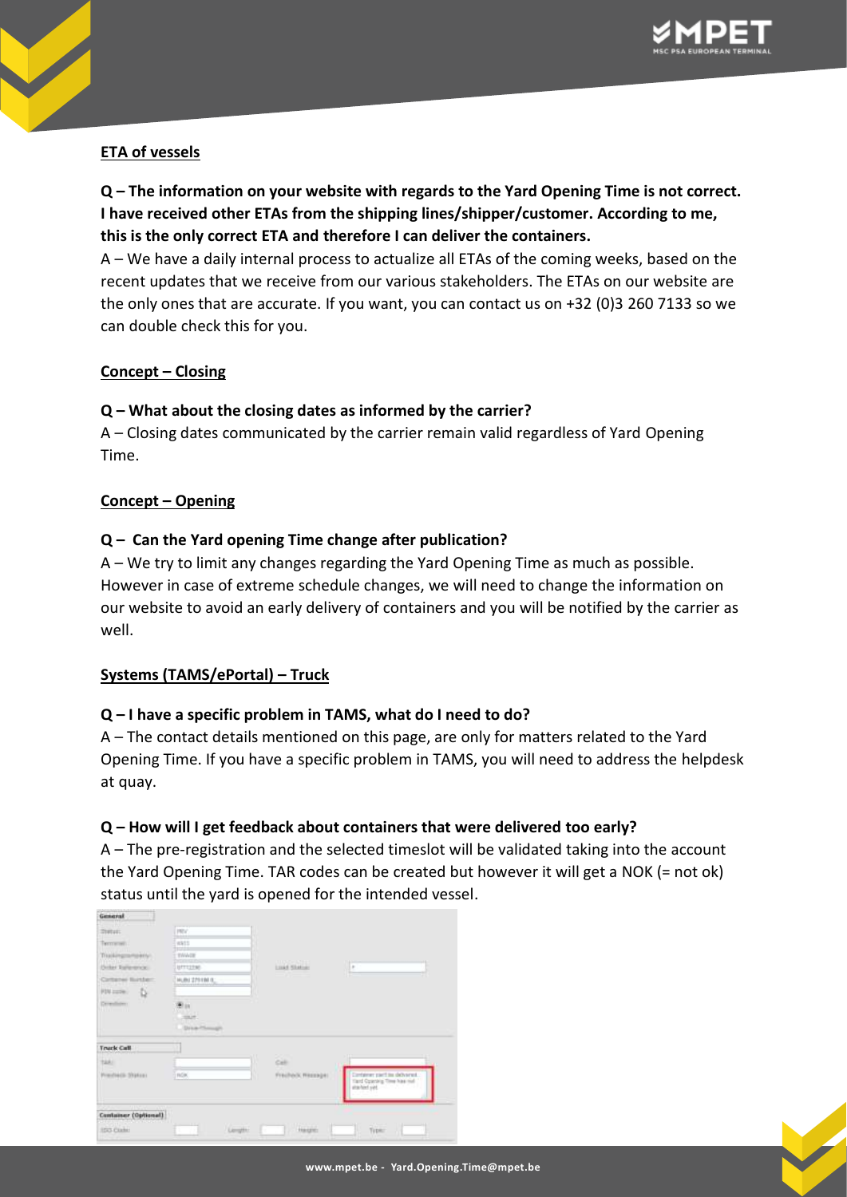**ETA of vessels**

**Q – The information on your website with regards to the Yard Opening Time is not correct. I have received other ETAs from the shipping lines/shipper/customer. According to me, this is the only correct ETA and therefore I can deliver the containers.**

A – We have a daily internal process to actualize all ETAs of the coming weeks, based on the recent updates that we receive from our various stakeholders. The ETAs on our website are the only ones that are accurate. If you want, you can contact us on +32 (0)3 260 7133 so we can double check this for you.

**Concept – Closing**

**Q – What about the closing dates as informed by the carrier?**

A – Closing dates communicated by the carrier remain valid regardless of Yard Opening Time.

**Concept – Opening**

**Q – Can the Yard opening Time change after publication?**

A – We try to limit any changes regarding the Yard Opening Time as much as possible. However in case of extreme schedule changes, we will need to change the information on our website to avoid an early delivery of containers and you will be notified by the carrier as well.

**Systems (TAMS/ePortal) – Truck**

**Q – I have a specific problem in TAMS, what do I need to do?**

A – The contact details mentioned on this page, are only for matters related to the Yard Opening Time. If you have a specific problem in TAMS, you will need to address the helpdesk at quay.

**Q – How will I get feedback about containers that were delivered too early?**

A – The pre-registration and the selected timeslot will be validated taking into the account the Yard Opening Time. TAR codes can be created but however it will get a NOK (= not ok) status until the yard is opened for the intended vessel.